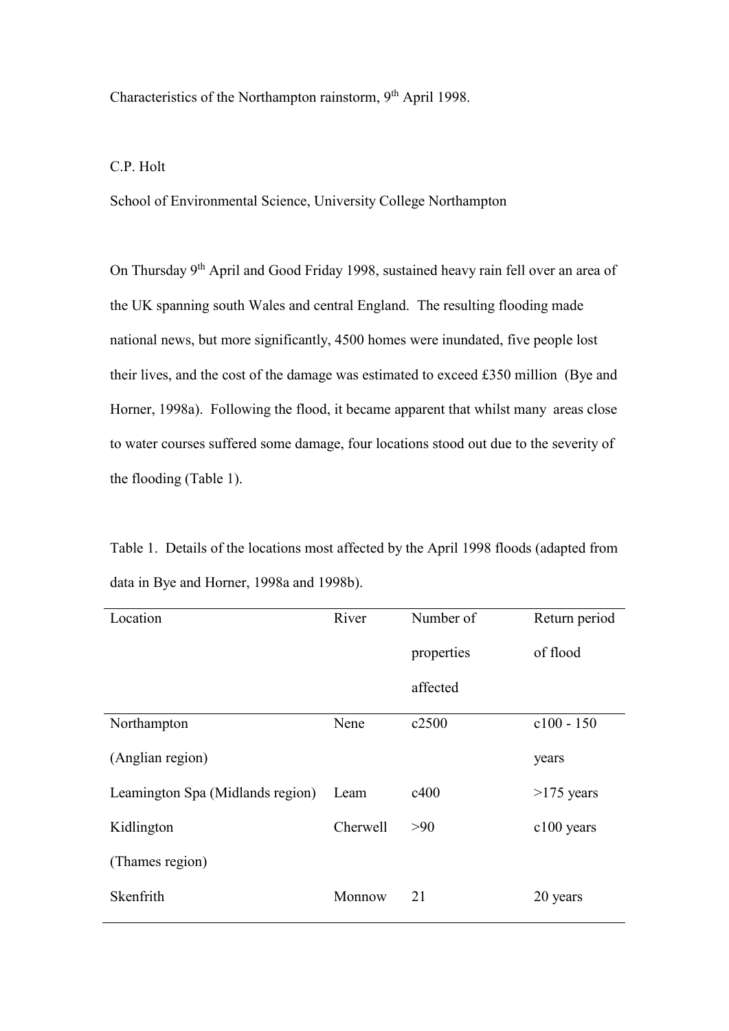# Characteristics of the Northampton rainstorm, 9th April 1998.

C.P. Holt

School of Environmental Science, University College Northampton

On Thursday 9th April and Good Friday 1998, sustained heavy rain fell over an area of the UK spanning south Wales and central England. The resulting flooding made national news, but more significantly, 4500 homes were inundated, five people lost their lives, and the cost of the damage was estimated to exceed £350 million (Bye and Horner, 1998a). Following the flood, it became apparent that whilst many areas close to water courses suffered some damage, four locations stood out due to the severity of the flooding (Table 1).

Table 1. Details of the locations most affected by the April 1998 floods (adapted from data in Bye and Horner, 1998a and 1998b).

| Location | River | Number of properties affected | Return period of flood |
|---|---|---|---|
| Northampton (Anglian region) | Nene | c2500 | c100 - 150 years |
| Leamington Spa (Midlands region) | Leam | c400 | >175 years |
| Kidlington (Thames region) | Cherwell | >90 | c100 years |
| Skenfrith | Monnow | 21 | 20 years |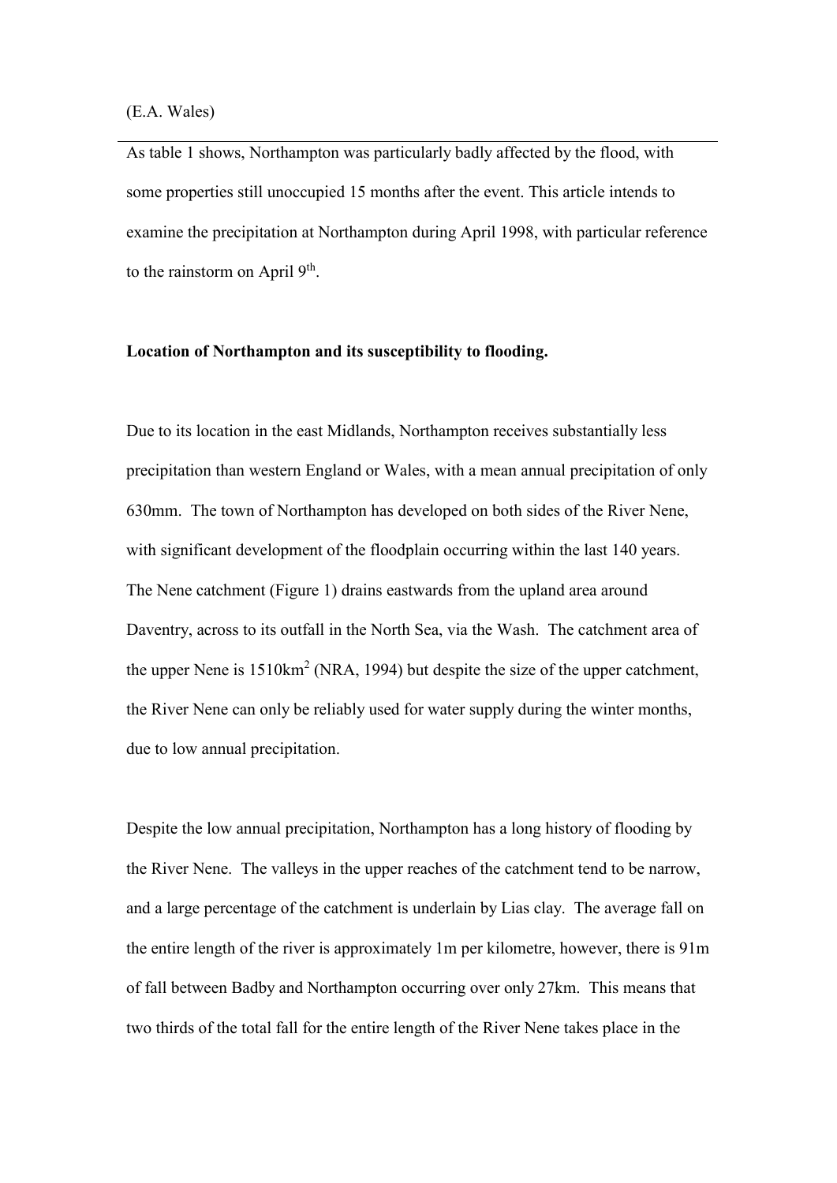(E.A. Wales)

As table 1 shows, Northampton was particularly badly affected by the flood, with some properties still unoccupied 15 months after the event. This article intends to examine the precipitation at Northampton during April 1998, with particular reference to the rainstorm on April 9th.

**Location of Northampton and its susceptibility to flooding.**

Due to its location in the east Midlands, Northampton receives substantially less precipitation than western England or Wales, with a mean annual precipitation of only 630mm. The town of Northampton has developed on both sides of the River Nene, with significant development of the floodplain occurring within the last 140 years. The Nene catchment (Figure 1) drains eastwards from the upland area around Daventry, across to its outfall in the North Sea, via the Wash. The catchment area of the upper Nene is 1510km$^2$ (NRA, 1994) but despite the size of the upper catchment, the River Nene can only be reliably used for water supply during the winter months, due to low annual precipitation.

Despite the low annual precipitation, Northampton has a long history of flooding by the River Nene. The valleys in the upper reaches of the catchment tend to be narrow, and a large percentage of the catchment is underlain by Lias clay. The average fall on the entire length of the river is approximately 1m per kilometre, however, there is 91m of fall between Badby and Northampton occurring over only 27km. This means that two thirds of the total fall for the entire length of the River Nene takes place in the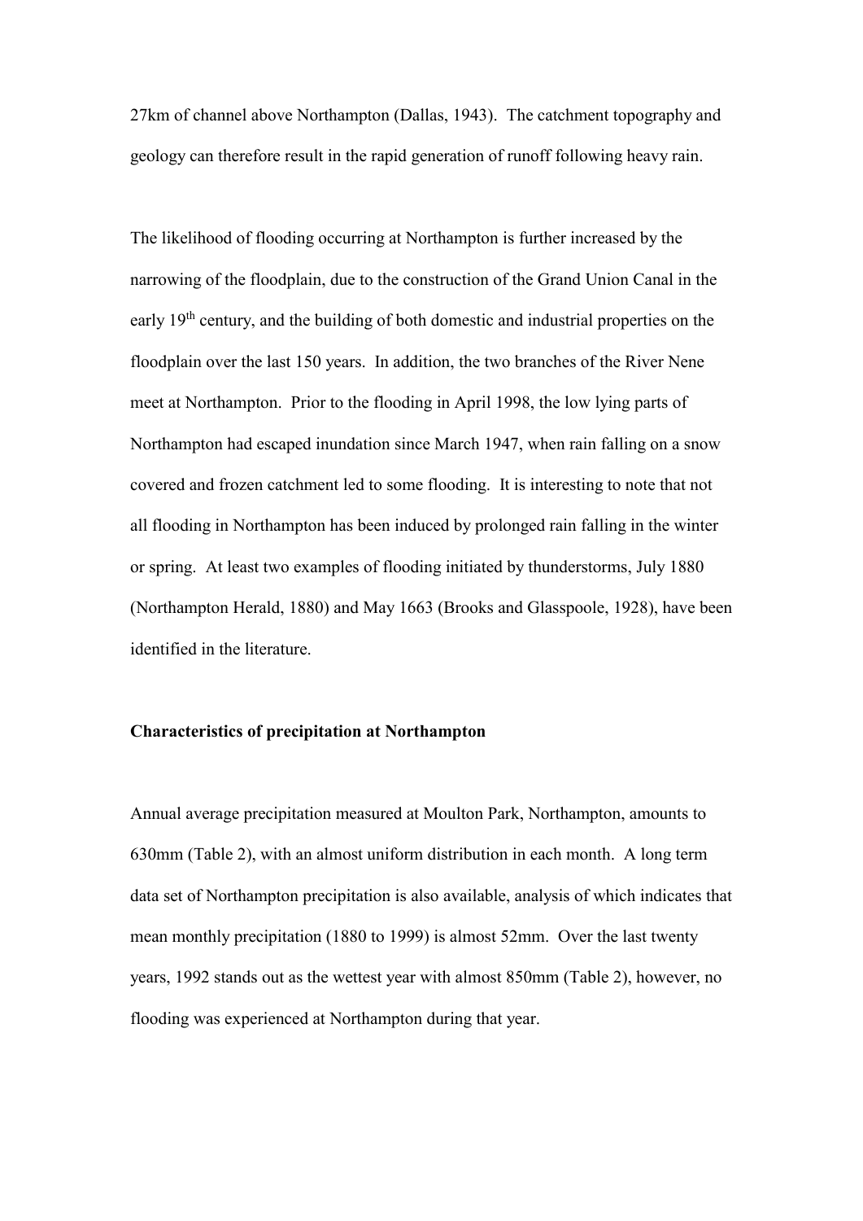27km of channel above Northampton (Dallas, 1943). The catchment topography and geology can therefore result in the rapid generation of runoff following heavy rain.

The likelihood of flooding occurring at Northampton is further increased by the narrowing of the floodplain, due to the construction of the Grand Union Canal in the early 19th century, and the building of both domestic and industrial properties on the floodplain over the last 150 years. In addition, the two branches of the River Nene meet at Northampton. Prior to the flooding in April 1998, the low lying parts of Northampton had escaped inundation since March 1947, when rain falling on a snow covered and frozen catchment led to some flooding. It is interesting to note that not all flooding in Northampton has been induced by prolonged rain falling in the winter or spring. At least two examples of flooding initiated by thunderstorms, July 1880 (Northampton Herald, 1880) and May 1663 (Brooks and Glasspoole, 1928), have been identified in the literature.

**Characteristics of precipitation at Northampton**

Annual average precipitation measured at Moulton Park, Northampton, amounts to 630mm (Table 2), with an almost uniform distribution in each month. A long term data set of Northampton precipitation is also available, analysis of which indicates that mean monthly precipitation (1880 to 1999) is almost 52mm. Over the last twenty years, 1992 stands out as the wettest year with almost 850mm (Table 2), however, no flooding was experienced at Northampton during that year.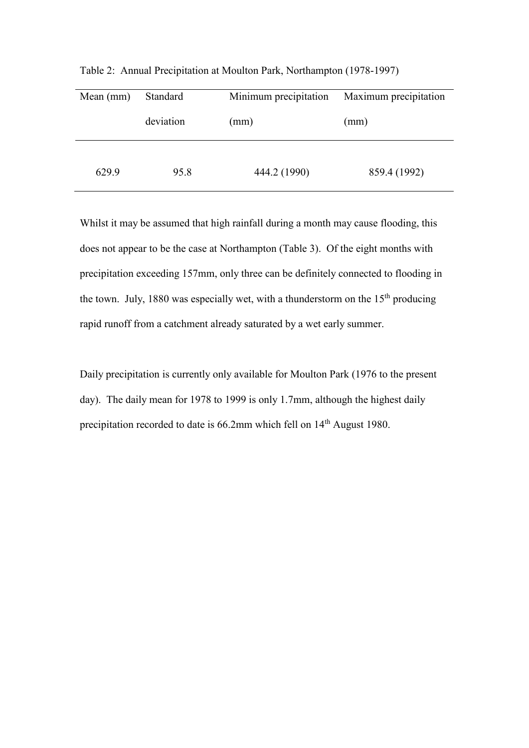Table 2: Annual Precipitation at Moulton Park, Northampton (1978-1997)

| Mean (mm) | Standard deviation | Minimum precipitation (mm) | Maximum precipitation (mm) |
|---|---|---|---|
| 629.9 | 95.8 | 444.2 (1990) | 859.4 (1992) |

Whilst it may be assumed that high rainfall during a month may cause flooding, this does not appear to be the case at Northampton (Table 3). Of the eight months with precipitation exceeding 157mm, only three can be definitely connected to flooding in the town. July, 1880 was especially wet, with a thunderstorm on the 15th producing rapid runoff from a catchment already saturated by a wet early summer.

Daily precipitation is currently only available for Moulton Park (1976 to the present day). The daily mean for 1978 to 1999 is only 1.7mm, although the highest daily precipitation recorded to date is 66.2mm which fell on 14th August 1980.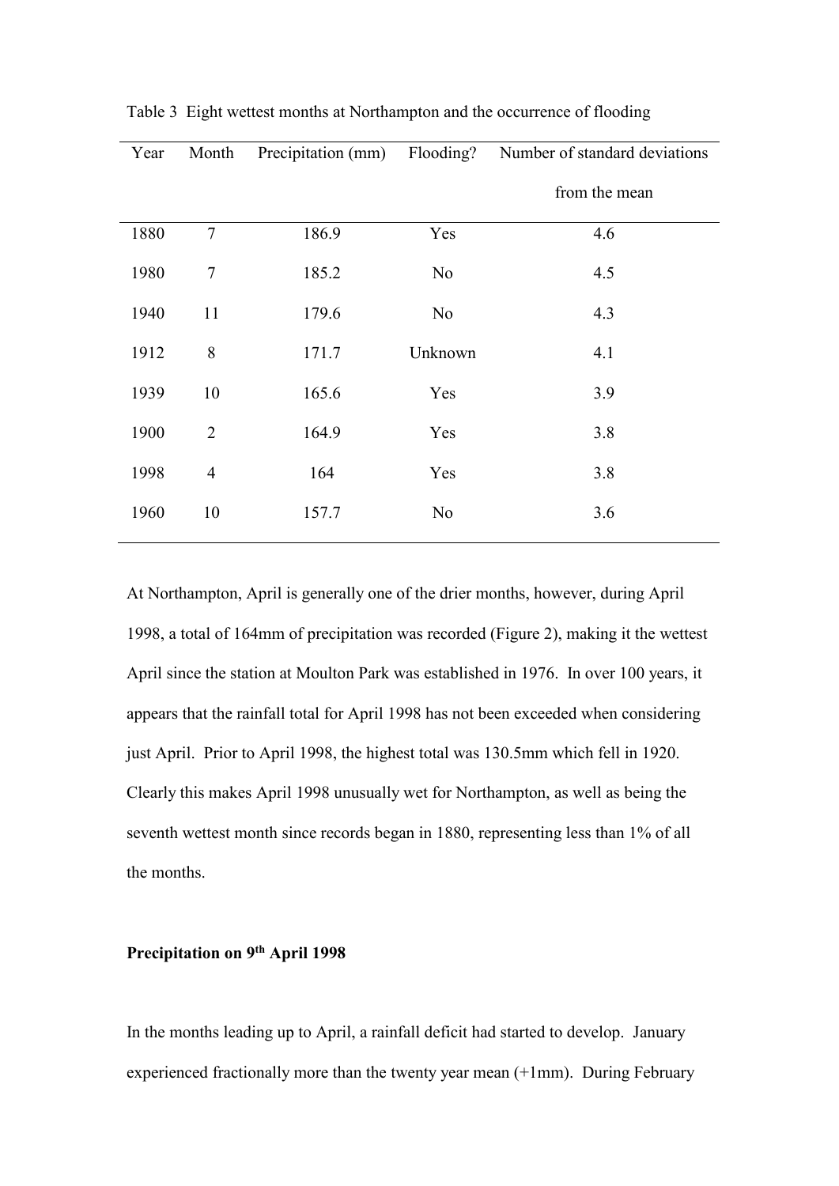Table 3 Eight wettest months at Northampton and the occurrence of flooding

| Year | Month | Precipitation (mm) | Flooding? | Number of standard deviations from the mean |
|---|---|---|---|---|
| 1880 | 7 | 186.9 | Yes | 4.6 |
| 1980 | 7 | 185.2 | No | 4.5 |
| 1940 | 11 | 179.6 | No | 4.3 |
| 1912 | 8 | 171.7 | Unknown | 4.1 |
| 1939 | 10 | 165.6 | Yes | 3.9 |
| 1900 | 2 | 164.9 | Yes | 3.8 |
| 1998 | 4 | 164 | Yes | 3.8 |
| 1960 | 10 | 157.7 | No | 3.6 |

At Northampton, April is generally one of the drier months, however, during April 1998, a total of 164mm of precipitation was recorded (Figure 2), making it the wettest April since the station at Moulton Park was established in 1976. In over 100 years, it appears that the rainfall total for April 1998 has not been exceeded when considering just April. Prior to April 1998, the highest total was 130.5mm which fell in 1920. Clearly this makes April 1998 unusually wet for Northampton, as well as being the seventh wettest month since records began in 1880, representing less than 1% of all the months.

**Precipitation on 9th April 1998**

In the months leading up to April, a rainfall deficit had started to develop. January experienced fractionally more than the twenty year mean (+1mm). During February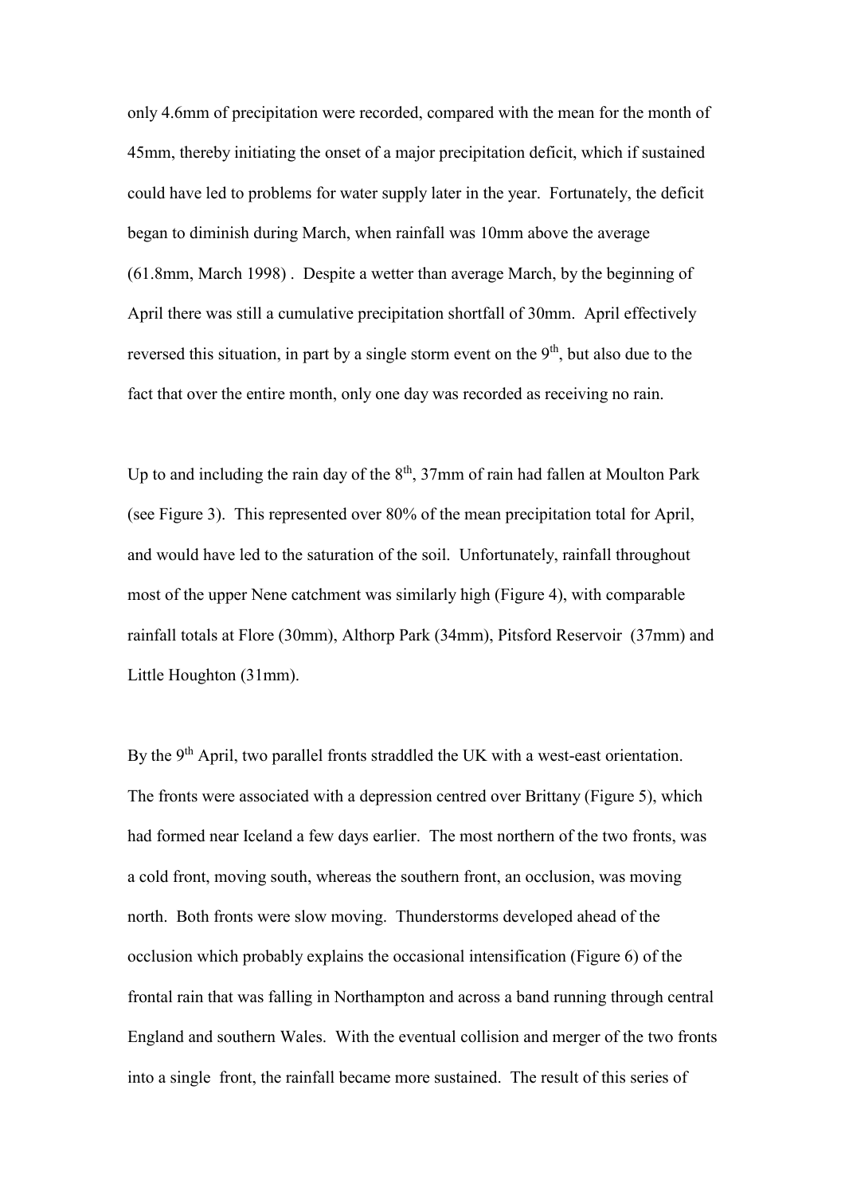only 4.6mm of precipitation were recorded, compared with the mean for the month of 45mm, thereby initiating the onset of a major precipitation deficit, which if sustained could have led to problems for water supply later in the year. Fortunately, the deficit began to diminish during March, when rainfall was 10mm above the average (61.8mm, March 1998) . Despite a wetter than average March, by the beginning of April there was still a cumulative precipitation shortfall of 30mm. April effectively reversed this situation, in part by a single storm event on the 9th, but also due to the fact that over the entire month, only one day was recorded as receiving no rain.

Up to and including the rain day of the 8th, 37mm of rain had fallen at Moulton Park (see Figure 3). This represented over 80% of the mean precipitation total for April, and would have led to the saturation of the soil. Unfortunately, rainfall throughout most of the upper Nene catchment was similarly high (Figure 4), with comparable rainfall totals at Flore (30mm), Althorp Park (34mm), Pitsford Reservoir (37mm) and Little Houghton (31mm).

By the 9th April, two parallel fronts straddled the UK with a west-east orientation. The fronts were associated with a depression centred over Brittany (Figure 5), which had formed near Iceland a few days earlier. The most northern of the two fronts, was a cold front, moving south, whereas the southern front, an occlusion, was moving north. Both fronts were slow moving. Thunderstorms developed ahead of the occlusion which probably explains the occasional intensification (Figure 6) of the frontal rain that was falling in Northampton and across a band running through central England and southern Wales. With the eventual collision and merger of the two fronts into a single front, the rainfall became more sustained. The result of this series of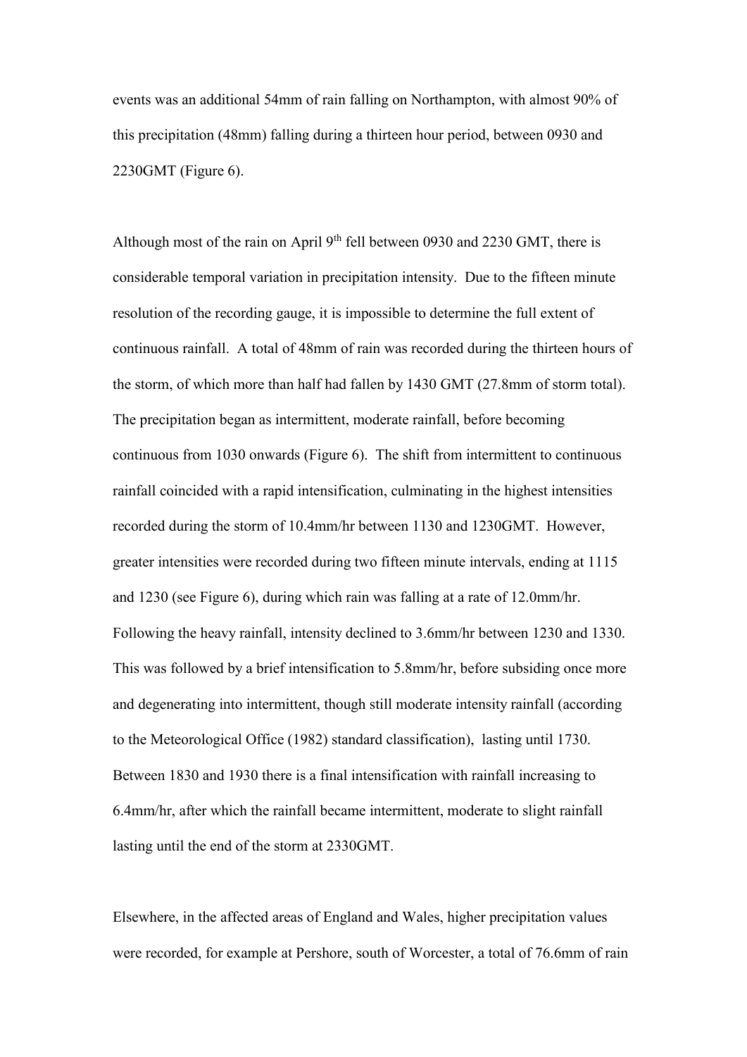events was an additional 54mm of rain falling on Northampton, with almost 90% of this precipitation (48mm) falling during a thirteen hour period, between 0930 and 2230GMT (Figure 6).

Although most of the rain on April 9th fell between 0930 and 2230 GMT, there is considerable temporal variation in precipitation intensity. Due to the fifteen minute resolution of the recording gauge, it is impossible to determine the full extent of continuous rainfall. A total of 48mm of rain was recorded during the thirteen hours of the storm, of which more than half had fallen by 1430 GMT (27.8mm of storm total). The precipitation began as intermittent, moderate rainfall, before becoming continuous from 1030 onwards (Figure 6). The shift from intermittent to continuous rainfall coincided with a rapid intensification, culminating in the highest intensities recorded during the storm of 10.4mm/hr between 1130 and 1230GMT. However, greater intensities were recorded during two fifteen minute intervals, ending at 1115 and 1230 (see Figure 6), during which rain was falling at a rate of 12.0mm/hr. Following the heavy rainfall, intensity declined to 3.6mm/hr between 1230 and 1330. This was followed by a brief intensification to 5.8mm/hr, before subsiding once more and degenerating into intermittent, though still moderate intensity rainfall (according to the Meteorological Office (1982) standard classification), lasting until 1730. Between 1830 and 1930 there is a final intensification with rainfall increasing to 6.4mm/hr, after which the rainfall became intermittent, moderate to slight rainfall lasting until the end of the storm at 2330GMT.

Elsewhere, in the affected areas of England and Wales, higher precipitation values were recorded, for example at Pershore, south of Worcester, a total of 76.6mm of rain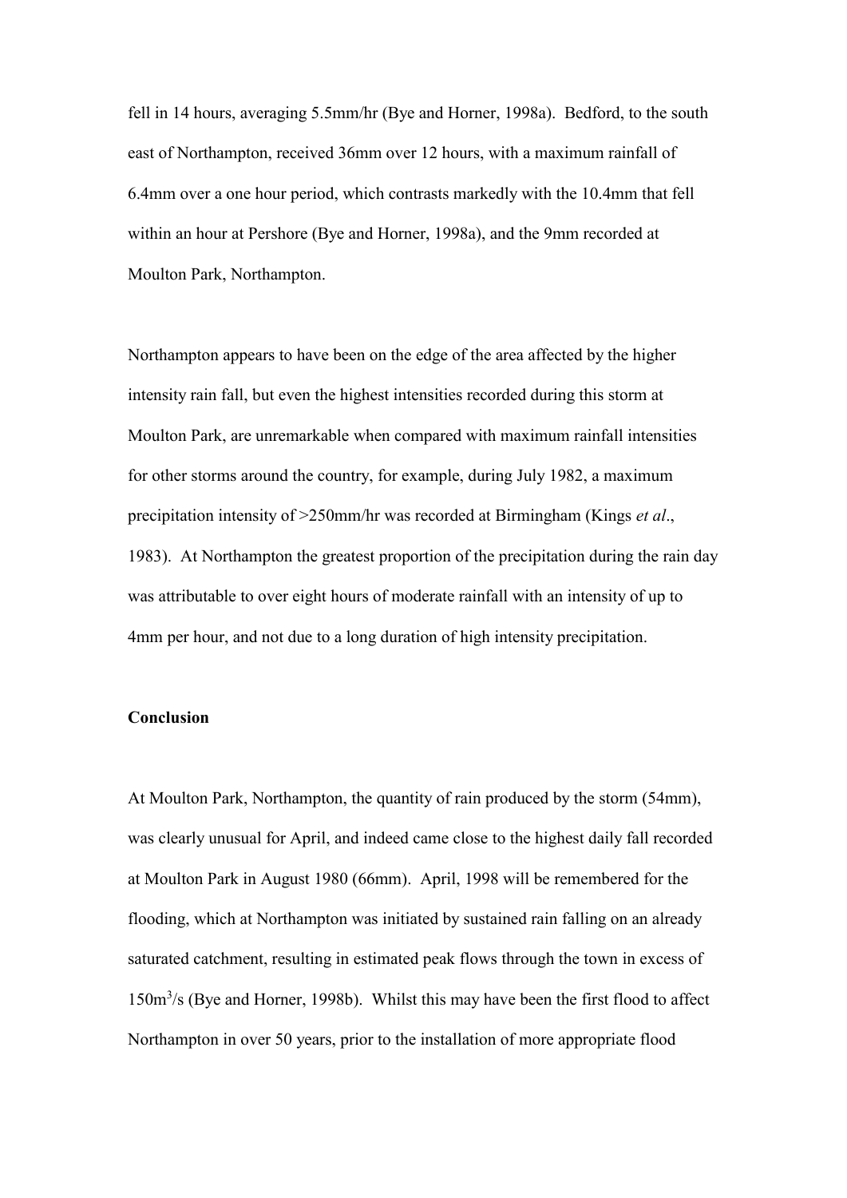fell in 14 hours, averaging 5.5mm/hr (Bye and Horner, 1998a). Bedford, to the south east of Northampton, received 36mm over 12 hours, with a maximum rainfall of 6.4mm over a one hour period, which contrasts markedly with the 10.4mm that fell within an hour at Pershore (Bye and Horner, 1998a), and the 9mm recorded at Moulton Park, Northampton.

Northampton appears to have been on the edge of the area affected by the higher intensity rain fall, but even the highest intensities recorded during this storm at Moulton Park, are unremarkable when compared with maximum rainfall intensities for other storms around the country, for example, during July 1982, a maximum precipitation intensity of >250mm/hr was recorded at Birmingham (Kings *et al*., 1983). At Northampton the greatest proportion of the precipitation during the rain day was attributable to over eight hours of moderate rainfall with an intensity of up to 4mm per hour, and not due to a long duration of high intensity precipitation.

**Conclusion**

At Moulton Park, Northampton, the quantity of rain produced by the storm (54mm), was clearly unusual for April, and indeed came close to the highest daily fall recorded at Moulton Park in August 1980 (66mm). April, 1998 will be remembered for the flooding, which at Northampton was initiated by sustained rain falling on an already saturated catchment, resulting in estimated peak flows through the town in excess of 150m$^3$/s (Bye and Horner, 1998b). Whilst this may have been the first flood to affect Northampton in over 50 years, prior to the installation of more appropriate flood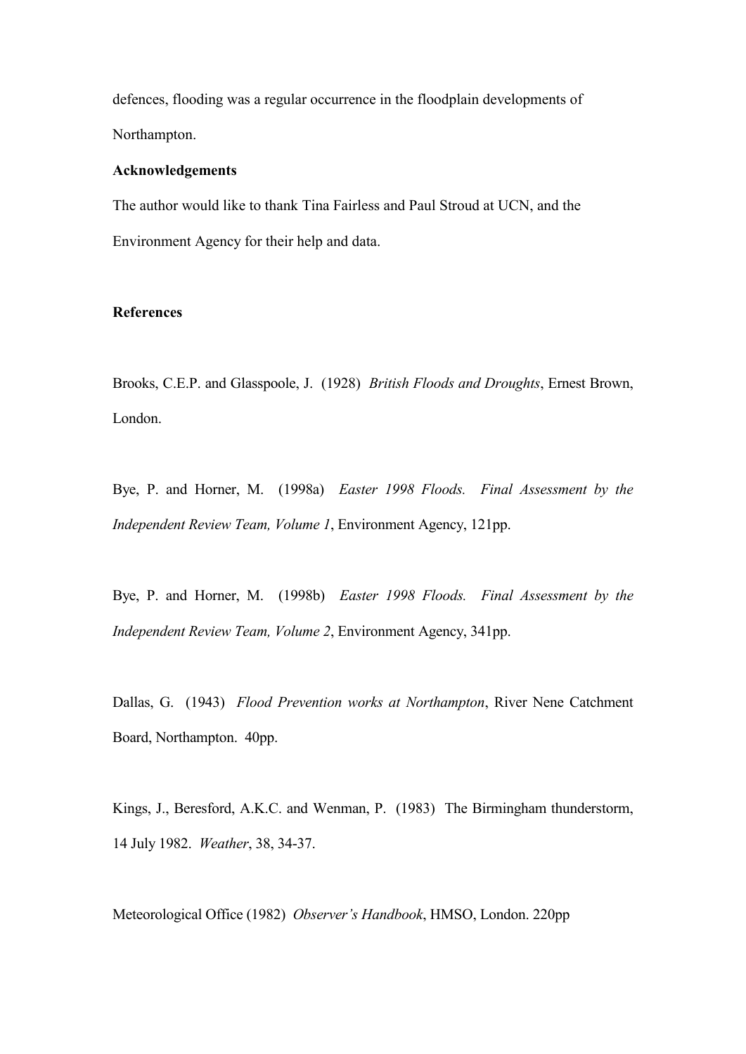defences, flooding was a regular occurrence in the floodplain developments of Northampton.

**Acknowledgements**

The author would like to thank Tina Fairless and Paul Stroud at UCN, and the Environment Agency for their help and data.

**References**

Brooks, C.E.P. and Glasspoole, J. (1928) *British Floods and Droughts*, Ernest Brown, London.

Bye, P. and Horner, M. (1998a) *Easter 1998 Floods. Final Assessment by the Independent Review Team, Volume 1*, Environment Agency, 121pp.

Bye, P. and Horner, M. (1998b) *Easter 1998 Floods. Final Assessment by the Independent Review Team, Volume 2*, Environment Agency, 341pp.

Dallas, G. (1943) *Flood Prevention works at Northampton*, River Nene Catchment Board, Northampton. 40pp.

Kings, J., Beresford, A.K.C. and Wenman, P. (1983) The Birmingham thunderstorm, 14 July 1982. *Weather*, 38, 34-37.

Meteorological Office (1982) *Observer's Handbook*, HMSO, London. 220pp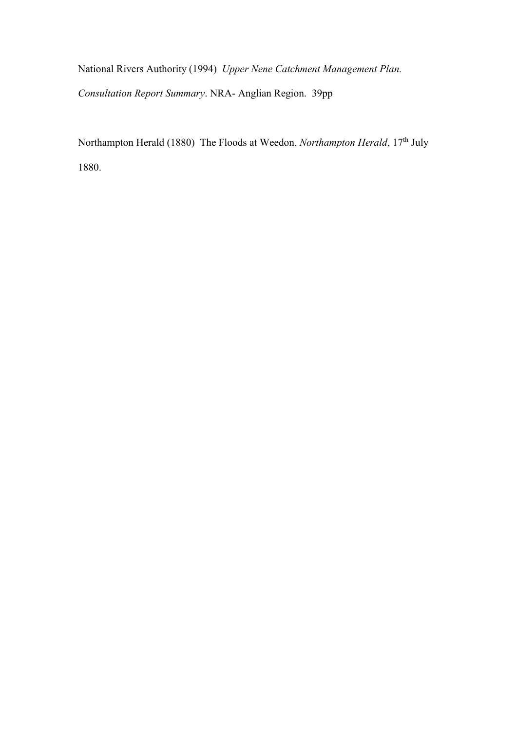National Rivers Authority (1994) *Upper Nene Catchment Management Plan. Consultation Report Summary*. NRA- Anglian Region. 39pp

Northampton Herald (1880) The Floods at Weedon, *Northampton Herald*, 17th July 1880.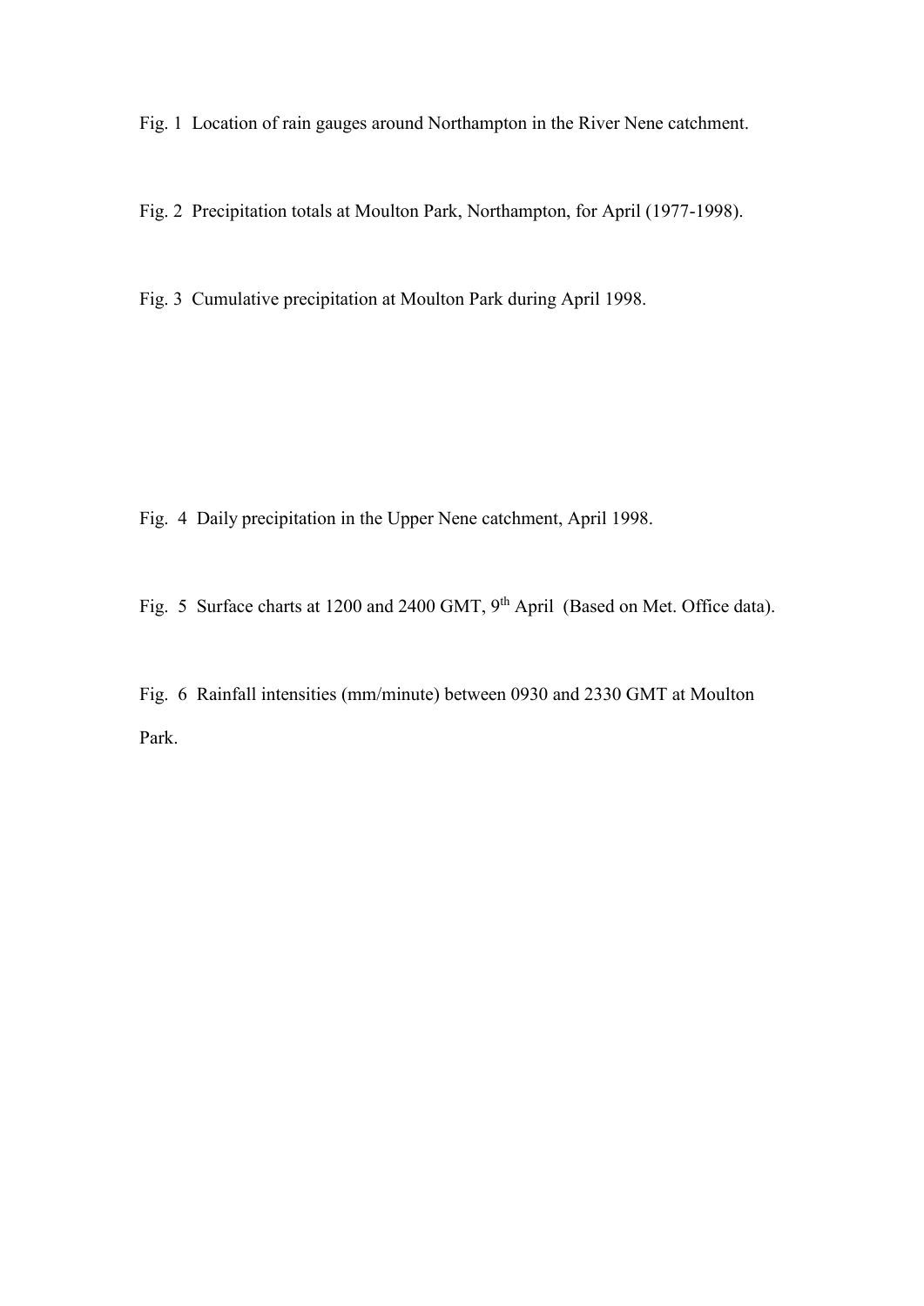Fig. 1 Location of rain gauges around Northampton in the River Nene catchment.

Fig. 2 Precipitation totals at Moulton Park, Northampton, for April (1977-1998).

Fig. 3 Cumulative precipitation at Moulton Park during April 1998.

Fig. 4 Daily precipitation in the Upper Nene catchment, April 1998.

Fig. 5 Surface charts at 1200 and 2400 GMT, 9th April (Based on Met. Office data).

Fig. 6 Rainfall intensities (mm/minute) between 0930 and 2330 GMT at Moulton Park.